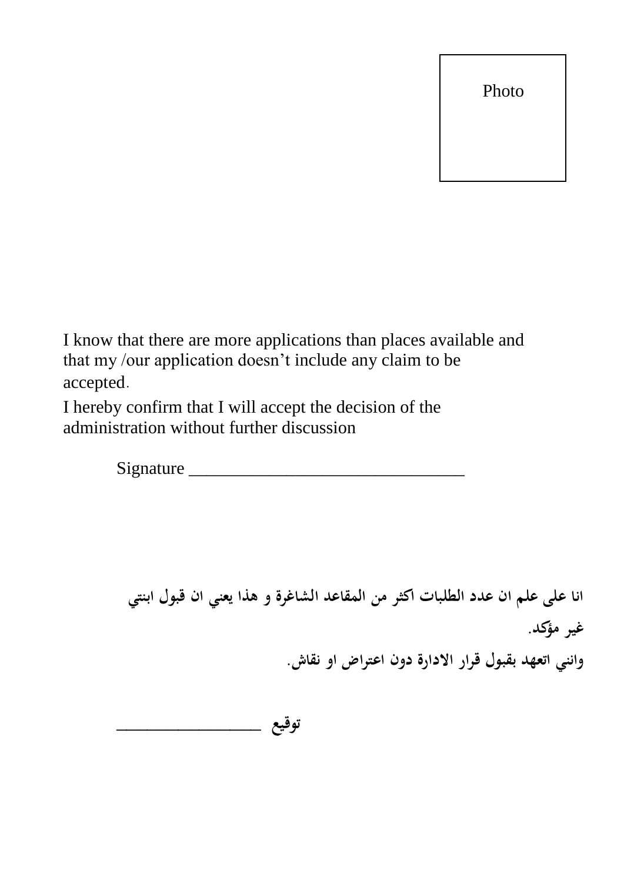Photo

I know that there are more applications than places available and that my /our application doesn’t include any claim to be accepted.

I hereby confirm that I will accept the decision of the administration without further discussion

Signature _______________________________

**انا على علم ان عدد الطلبات اكثر من المقاعد الشاغرة و هذا يعني ان قبول ابنتي غير مؤكد.**

**وانني اتعهد بقبول قرار الادارة دون اعتراض او نقاش.**

**توقيع ________________**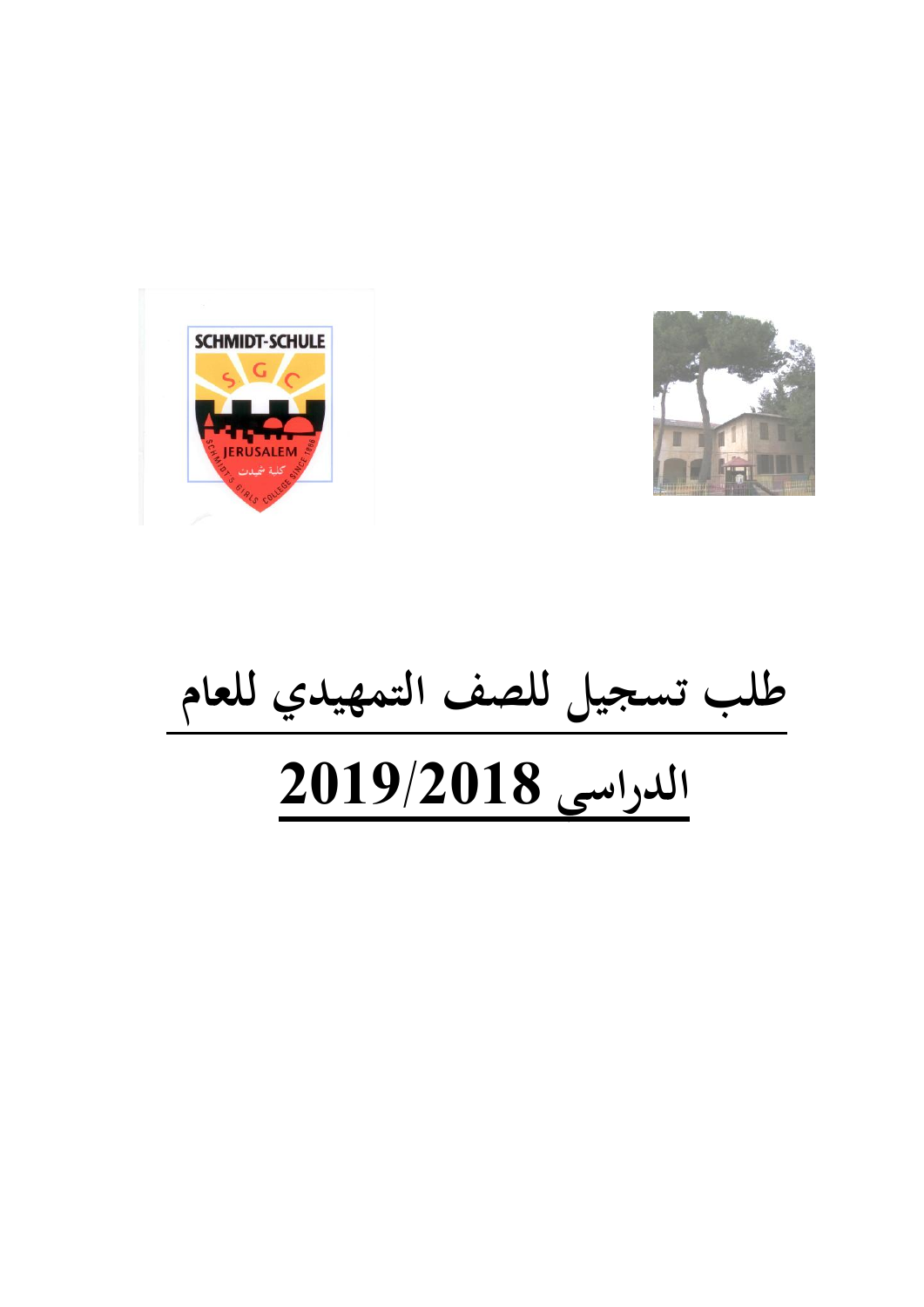# طلب تسجيل للصف التمهيدي للعام

# الدراسي 2019/2018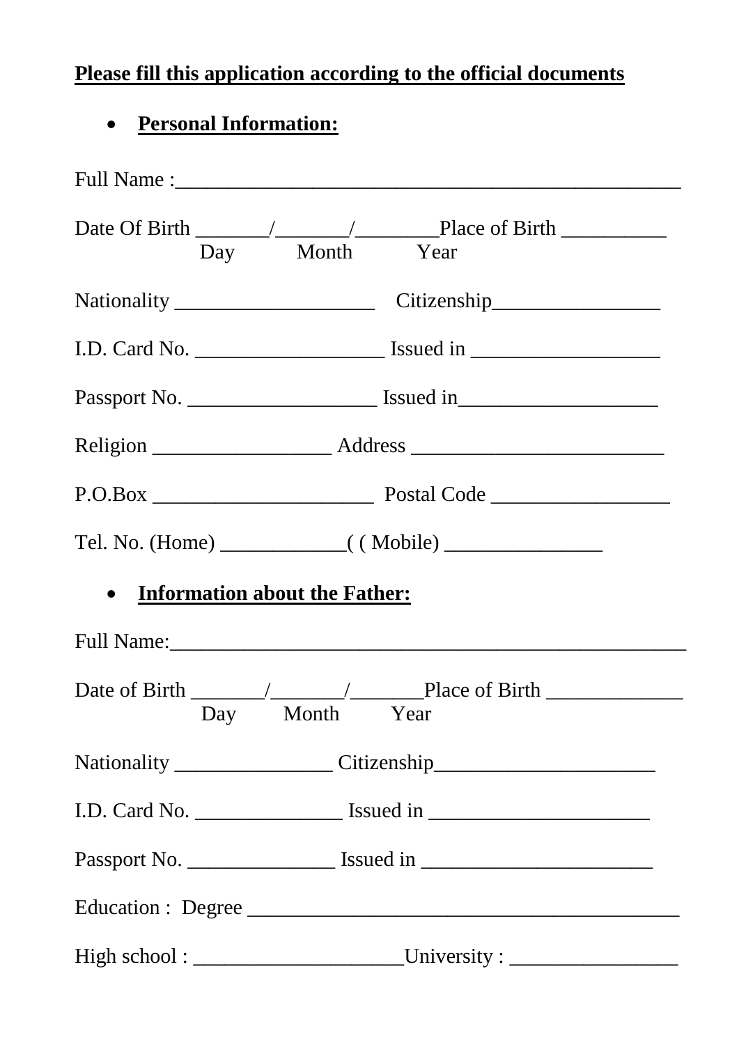**Please fill this application according to the official documents**

- **Personal Information:**

Full Name :_______________________________________________

Date Of Birth _______/_______/________Place of Birth __________
Day Month Year

Nationality ___________________ Citizenship________________

I.D. Card No. __________________ Issued in __________________

Passport No. __________________ Issued in___________________

Religion _________________ Address ________________________

P.O.Box _____________________ Postal Code _________________

Tel. No. (Home) ____________( ( Mobile) _______________

- **Information about the Father:**

Full Name:__________________________________________________

Date of Birth _______/_______/_______Place of Birth _____________
Day Month Year

Nationality _______________ Citizenship_____________________

I.D. Card No. ______________ Issued in _____________________

Passport No. ______________ Issued in ______________________

Education : Degree _________________________________________

High school : ____________________University : ________________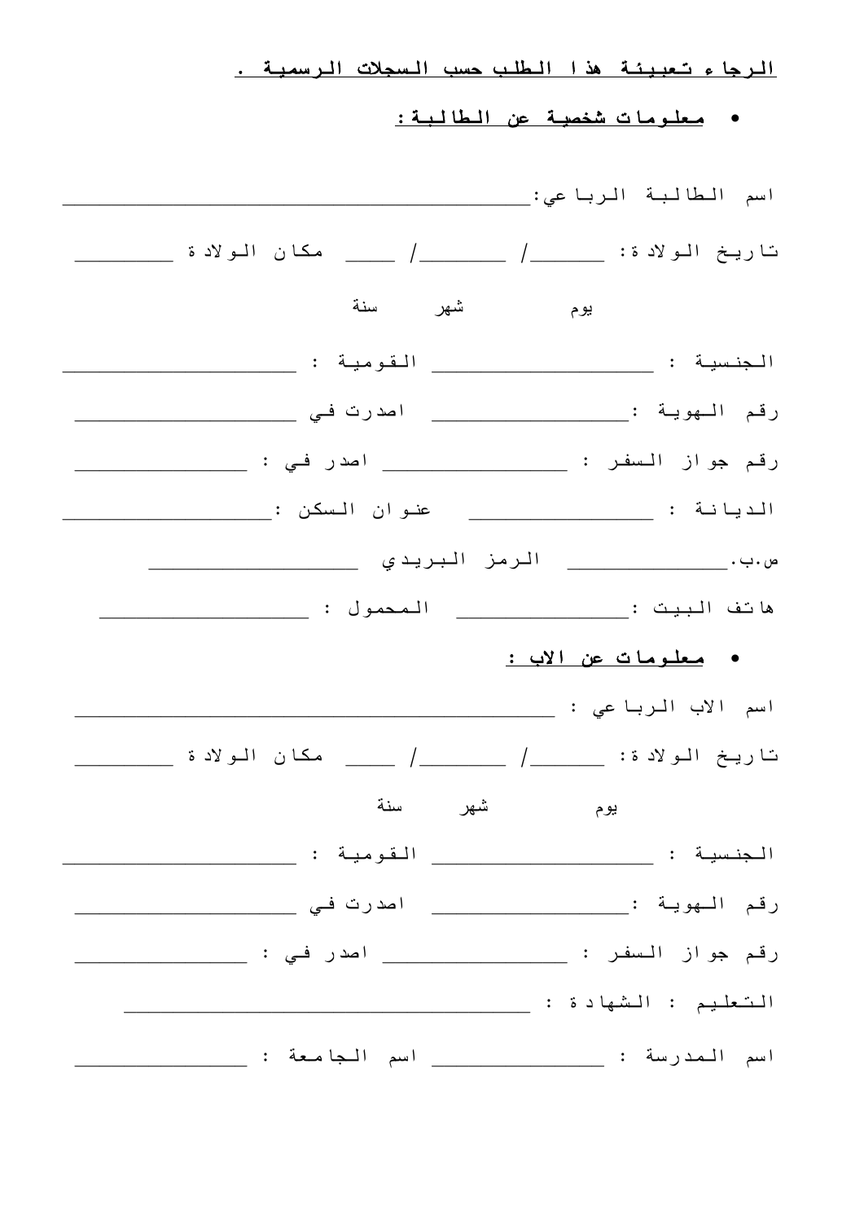<u>الرجاء تعبيئة هذا الطلب حسب السجلات الرسمية .</u>

- <u>معلومات شخصية عن الطالبة :</u>

اسم الطالبة الرباعي:_________________________________________

تاريخ الولادة: ______/ _______/ ____ مكان الولادة ________

يوم شهر سنة

الجنسية : _______________ القومية : ____________________

رقم الهوية :_______________ اصدرت في __________________

رقم جواز السفر : ______________ اصدر في : _______________

الديانة : _______________ عنوان السكن :__________________

ص.ب.____________ الرمز البريدي ___________________

هاتف البيت :_____________ المحمول : __________________

- <u>معلومات عن الاب :</u>

اسم الاب الرباعي : ________________________________________

تاريخ الولادة: ______/ _______/ ____ مكان الولادة ________

يوم شهر سنة

الجنسية : _______________ القومية : ____________________

رقم الهوية :_______________ اصدرت في __________________

رقم جواز السفر : ______________ اصدر في : _______________

التعليم : الشهادة : ____________________________________

اسم المدرسة : ______________ اسم الجامعة : _______________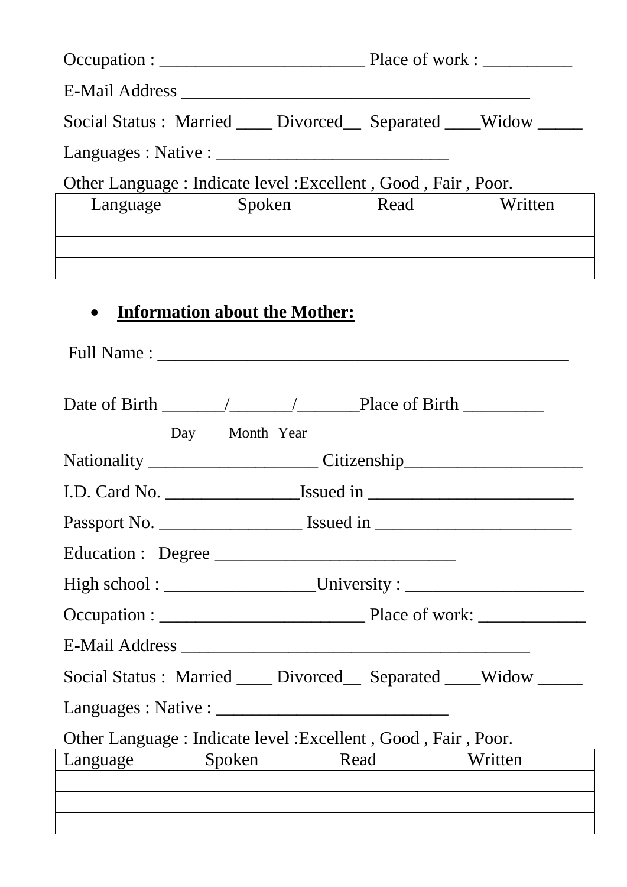Occupation : _______________________ Place of work : __________

E-Mail Address _______________________________________

Social Status : Married ____ Divorced__ Separated ____Widow _____

Languages : Native : __________________________

Other Language : Indicate level :Excellent , Good , Fair , Poor.

| Language | Spoken | Read | Written |
|---|---|---|---|
| | | | |
| | | | |
| | | | |

- **Information about the Mother:**

Full Name : ______________________________________________

Date of Birth _______/_______/_______Place of Birth _________

Day Month Year

Nationality ___________________ Citizenship____________________

I.D. Card No. _______________Issued in _______________________

Passport No. ________________ Issued in ______________________

Education : Degree ___________________________

High school : _________________University : ____________________

Occupation : _______________________ Place of work: ____________

E-Mail Address _______________________________________

Social Status : Married ____ Divorced__ Separated ____Widow _____

Languages : Native : __________________________

Other Language : Indicate level :Excellent , Good , Fair , Poor.

| Language | Spoken | Read | Written |
|---|---|---|---|
| | | | |
| | | | |
| | | | |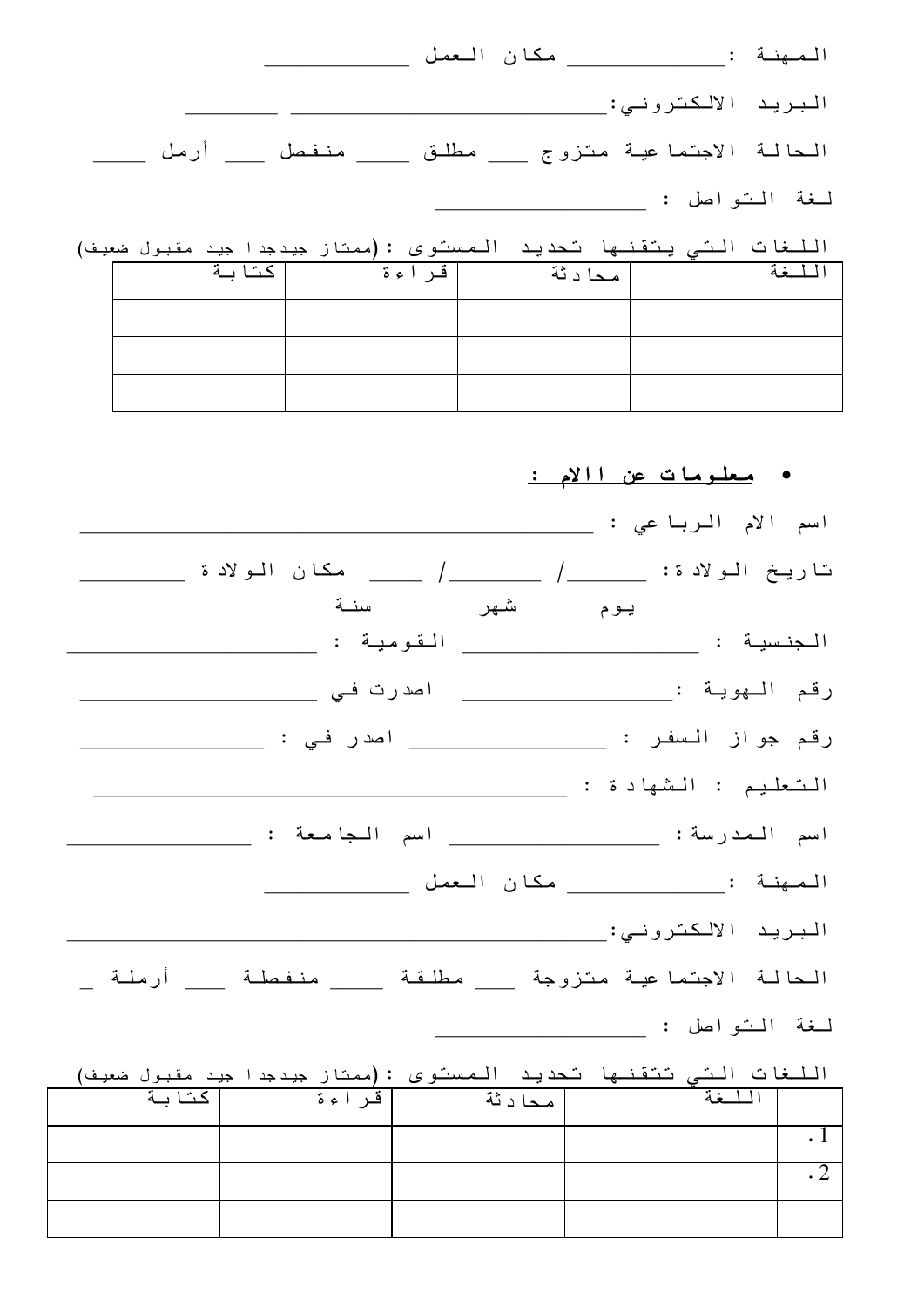المهنة :_____________ مكان العمل ____________

البريد الالكتروني:_____________________________ ________

الحالة الاجتماعية متزوج ___ مطلق _____ منفصل ___ أرمل _____

لغة التواصل : ________________

اللغات التي يتقنها تحديد المستوى :(ممتاز جيدجدا جيد مقبول ضعيف)

| اللغة | محادثة | قراءة | كتابة |
|---|---|---|---|
| | | | |
| | | | |
| | | | |

- **معلومات عن االام :**

اسم الام الرباعي : _____________________________________________

تاريخ الولادة: ______/ _______/ ____ مكان الولادة _________

يوم شهر سنة

الجنسية : ______________________ القومية : ______________________

رقم الهوية :______________________ اصدرت في ______________________

رقم جواز السفر : ______________________ اصدر في : ________________

التعليم : الشهادة : ____________________________________________

اسم المدرسة: ________________ اسم الجامعة : ________________

المهنة :_____________ مكان العمل ____________

البريد الالكتروني:_____________________________________________

الحالة الاجتماعية متزوجة ___ مطلقة _____ منفصلة ___ أرملة _

لغة التواصل : ________________

اللغات التي تتقنها تحديد المستوى :(ممتاز جيدجدا جيد مقبول ضعيف)

| | اللغة | محادثة | قراءة | كتابة |
|---|---|---|---|---|
| 1. | | | | |
| 2. | | | | |
| | | | | |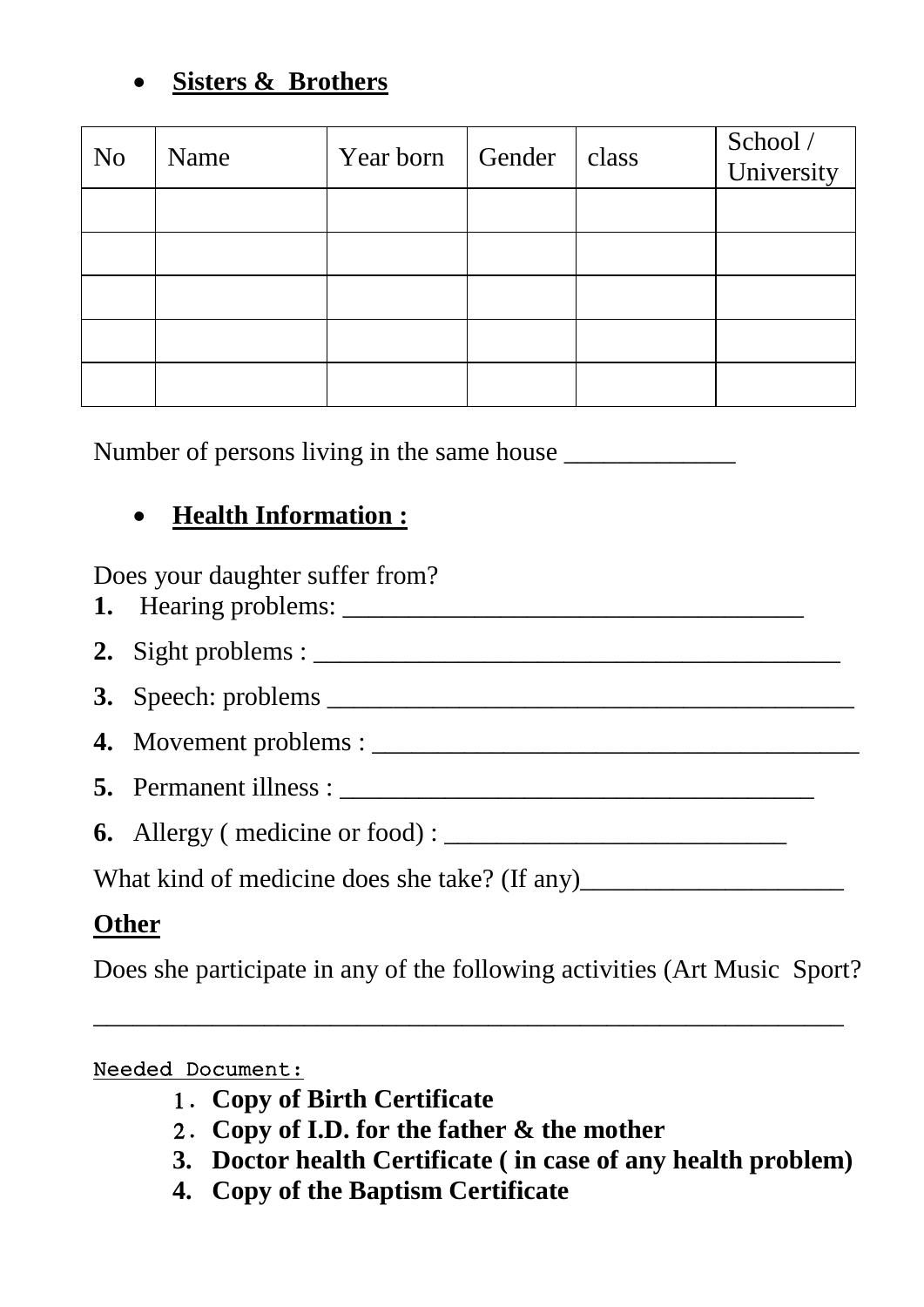- **<u>Sisters & Brothers</u>**

| No | Name | Year born | Gender | class | School / University |
|---|---|---|---|---|---|
| | | | | | |
| | | | | | |
| | | | | | |
| | | | | | |
| | | | | | |

Number of persons living in the same house _____________

- **<u>Health Information :</u>**

Does your daughter suffer from?

1. Hearing problems: ___________________________________
2. Sight problems : ________________________________________
3. Speech: problems ________________________________________
4. Movement problems : _____________________________________
5. Permanent illness : ____________________________________
6. Allergy ( medicine or food) : __________________________

What kind of medicine does she take? (If any)____________________

**<u>Other</u>**

Does she participate in any of the following activities (Art Music Sport?

_________________________________________________________

<u>Needed Document:</u>

1. **Copy of Birth Certificate**
2. **Copy of I.D. for the father & the mother**
3. **Doctor health Certificate ( in case of any health problem)**
4. **Copy of the Baptism Certificate**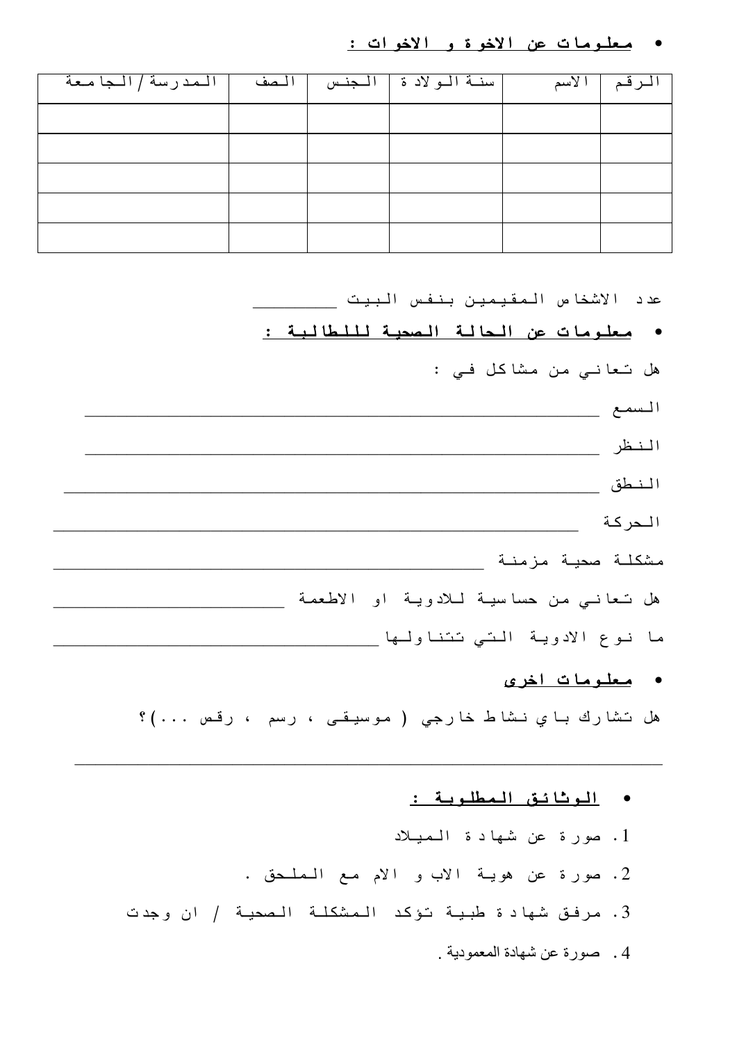- **معلومات عن الاخوة و الاخوات :**

| الرقم | الاسم | سنة الولادة | الجنس | الصف | المدرسة / الجامعة |
| --- | --- | --- | --- | --- | --- |
| | | | | | |
| | | | | | |
| | | | | | |
| | | | | | |
| | | | | | |

عدد الاشخاص المقيمين بنفس البيت ________

- **معلومات عن الحالة الصحية للطالبة :**

هل تعاني من مشاكل في :

السمع ________________________________

النظر ________________________________

النطق ________________________________

الحركة ________________________________

مشكلة صحية مزمنة ________________________________

هل تعاني من حساسية للادوية او الاطعمة ________________________________

ما نوع الادوية التي تتناولها ________________________________

- **معلومات اخرى**

هل تشارك باي نشاط خارجي ( موسيقى ، رسم ، رقص ... ) ؟

________________________________

- **الوثائق المطلوبة :**

1. صورة عن شهادة الميلاد
2. صورة عن هوية الاب و الام مع الملحق .
3. مرفق شهادة طبية تؤكد المشكلة الصحية / ان وجدت
4. صورة عن شهادة المعمودية .